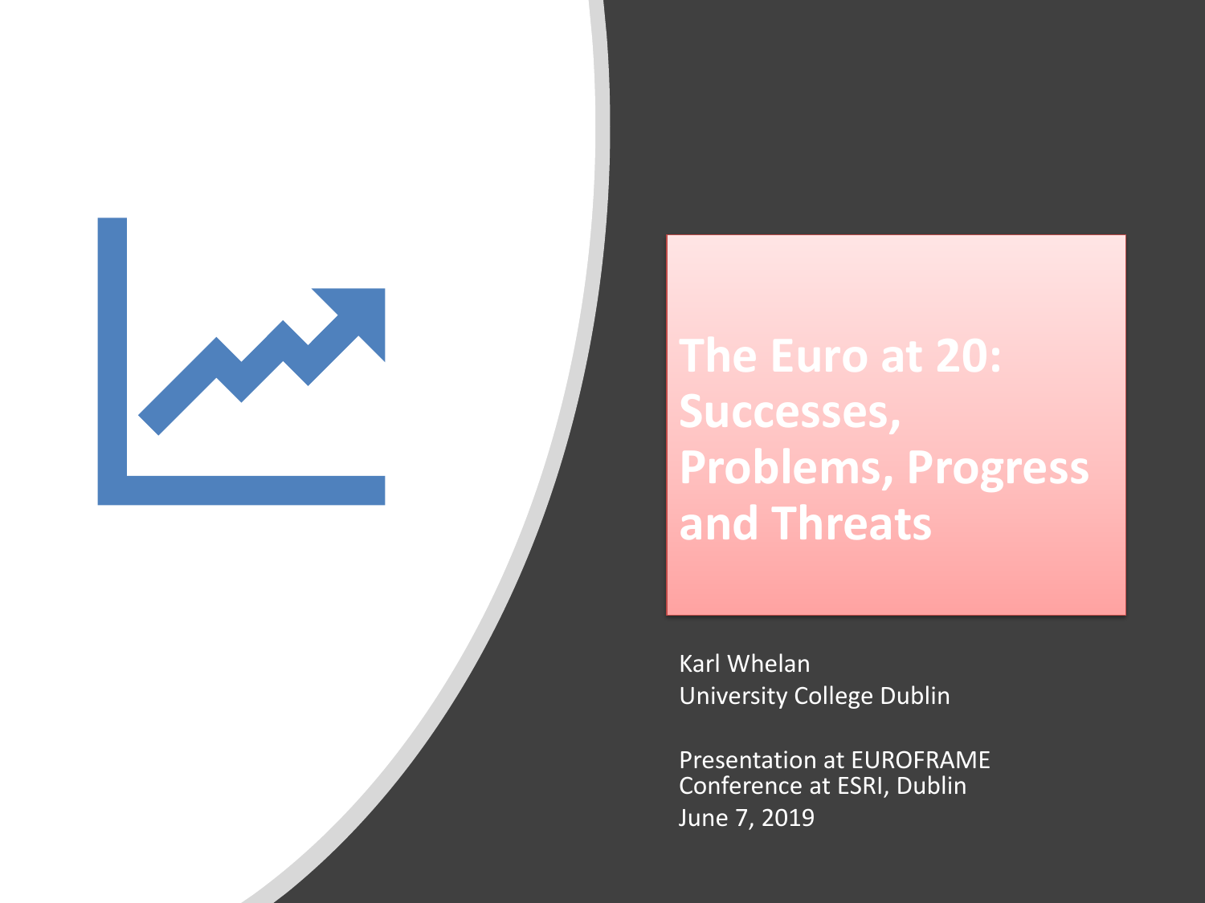# The Euro at 20: Successes, Problems, Progress and Threats

Karl Whelan
University College Dublin

Presentation at EUROFRAME Conference at ESRI, Dublin
June 7, 2019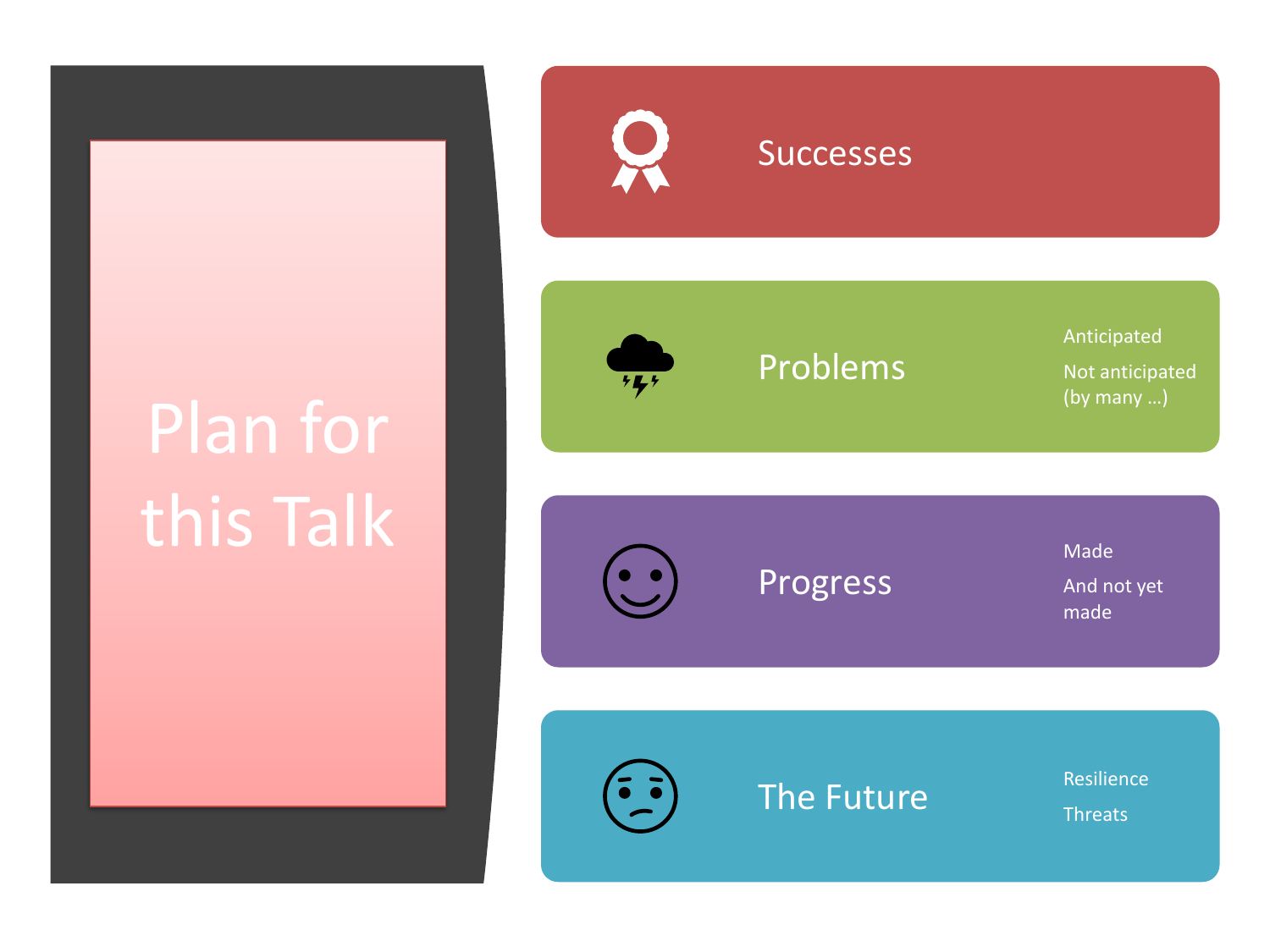# Plan for this Talk

## Successes

## Problems

- Anticipated
- Not anticipated (by many …)

## Progress

- Made
- And not yet made

## The Future

- Resilience
- Threats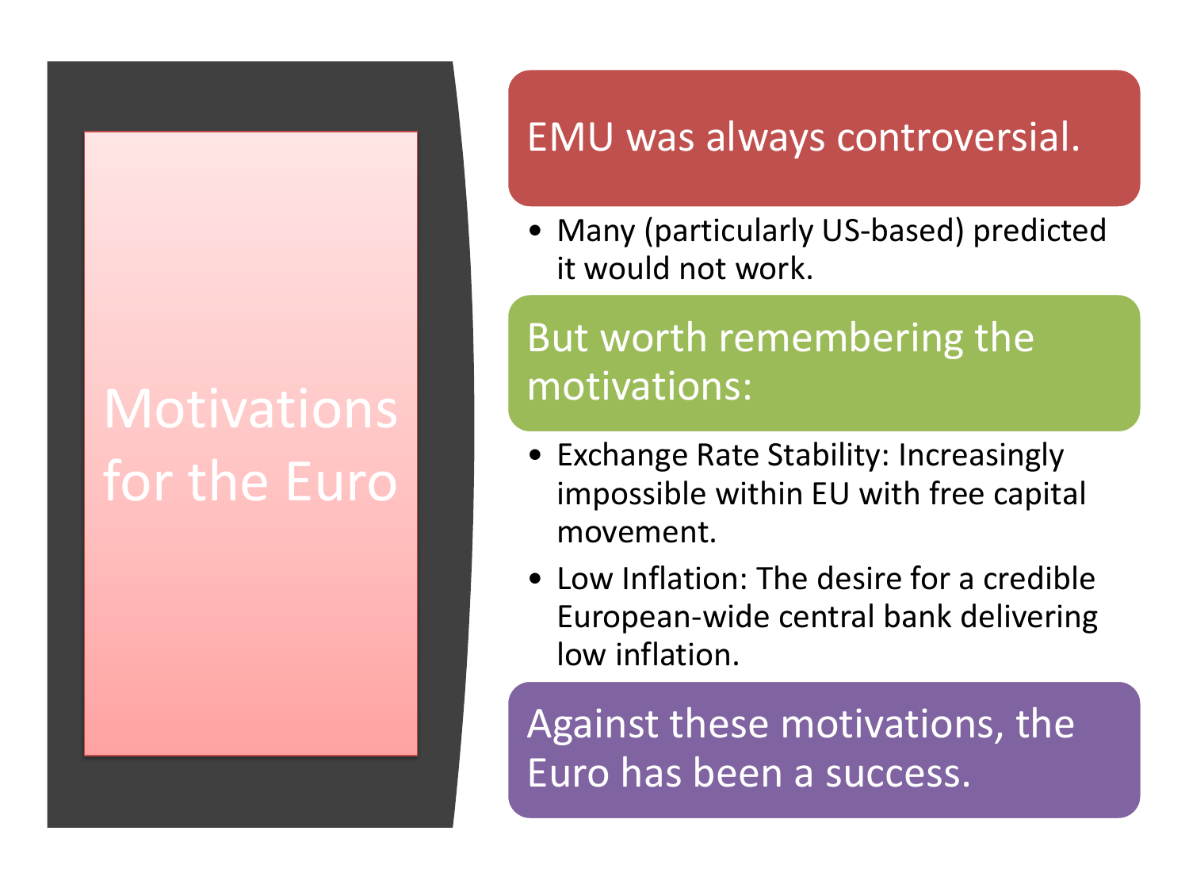# Motivations for the Euro

## EMU was always controversial.

- Many (particularly US-based) predicted it would not work.

## But worth remembering the motivations:

- Exchange Rate Stability: Increasingly impossible within EU with free capital movement.
- Low Inflation: The desire for a credible European-wide central bank delivering low inflation.

## Against these motivations, the Euro has been a success.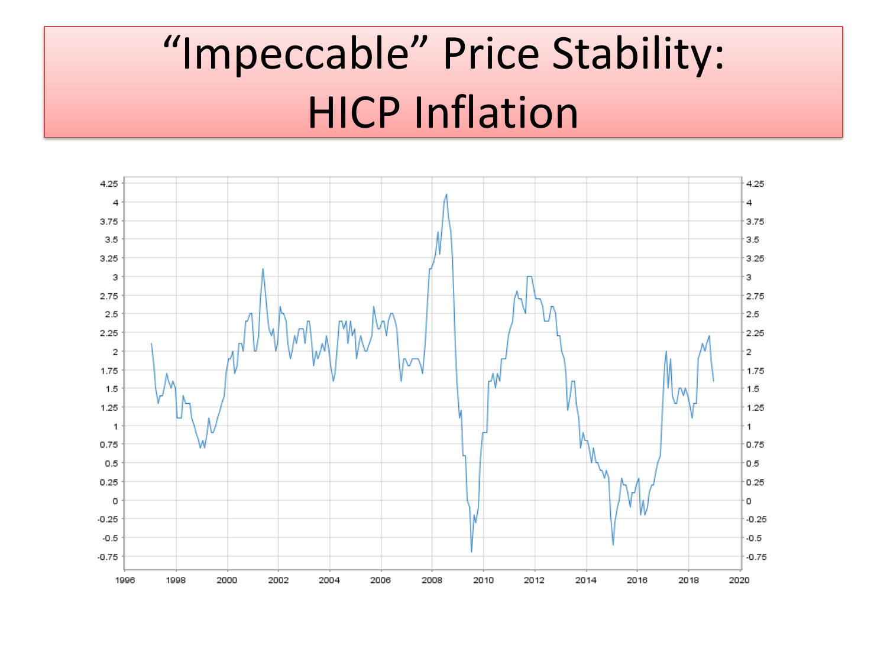# "Impeccable" Price Stability: HICP Inflation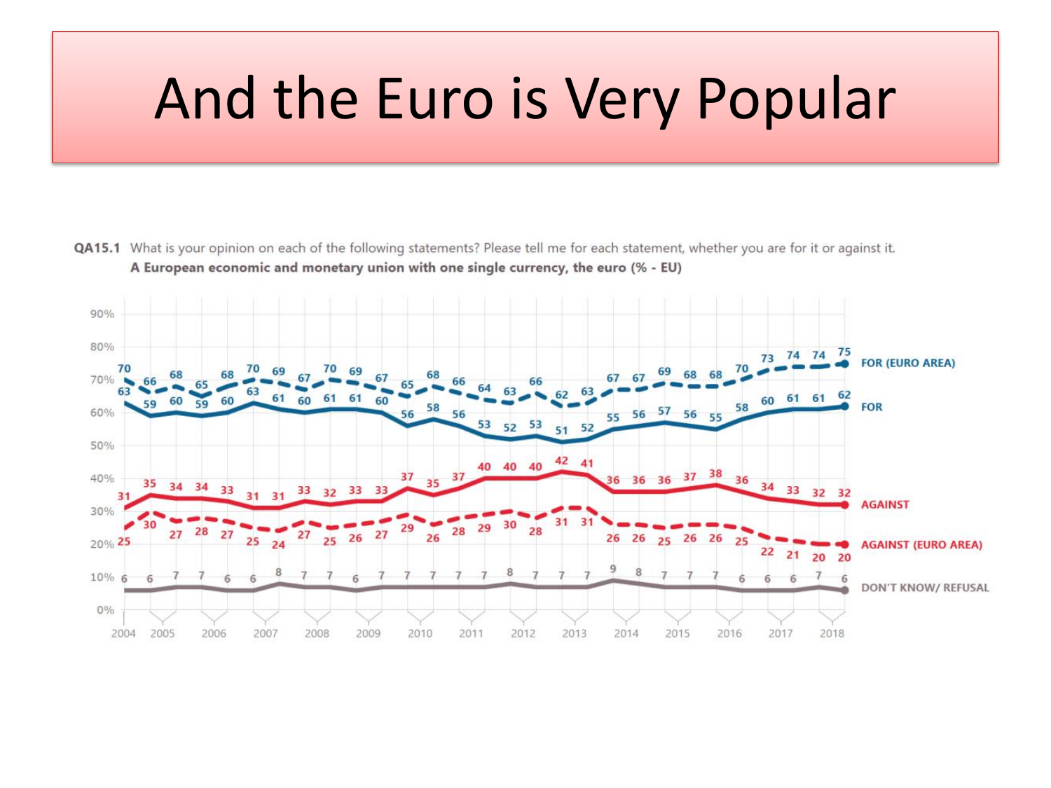# And the Euro is Very Popular

**QA15.1** What is your opinion on each of the following statements? Please tell me for each statement, whether you are for it or against it.
**A European economic and monetary union with one single currency, the euro (% - EU)**

| Series | 2004 | | | | | | | | | | | | | | | | | | | | | | | | | | | | 2018 |
|---|---|---|---|---|---|---|---|---|---|---|---|---|---|---|---|---|---|---|---|---|---|---|---|---|---|---|---|---|---|
| FOR (EURO AREA) | 70 | 66 | 68 | 65 | 68 | 70 | 69 | 67 | 70 | 69 | 67 | 65 | 68 | 66 | 64 | 63 | 66 | 62 | 63 | 67 | 67 | 69 | 68 | 68 | 70 | 73 | 74 | 74 | 75 |
| FOR | 63 | 59 | 60 | 59 | 60 | 63 | 61 | 60 | 61 | 61 | 60 | 56 | 58 | 56 | 53 | 52 | 53 | 51 | 52 | 55 | 56 | 57 | 56 | 55 | 58 | 60 | 61 | 61 | 62 |
| AGAINST | 31 | 35 | 34 | 34 | 33 | 31 | 31 | 33 | 32 | 33 | 33 | 37 | 35 | 37 | 40 | 40 | 40 | 42 | 41 | 36 | 36 | 36 | 37 | 38 | 36 | 34 | 33 | 32 | 32 |
| AGAINST (EURO AREA) | 25 | 30 | 27 | 28 | 27 | 25 | 24 | 27 | 25 | 26 | 27 | 29 | 26 | 28 | 29 | 30 | 28 | 31 | 31 | 26 | 26 | 25 | 26 | 26 | 25 | 22 | 21 | 20 | 20 |
| DON'T KNOW/ REFUSAL | 6 | 6 | 7 | 7 | 6 | 6 | 8 | 7 | 7 | 6 | 7 | 7 | 7 | 7 | 7 | 8 | 7 | 7 | 7 | 9 | 8 | 7 | 7 | 7 | 6 | 6 | 6 | 7 | 6 |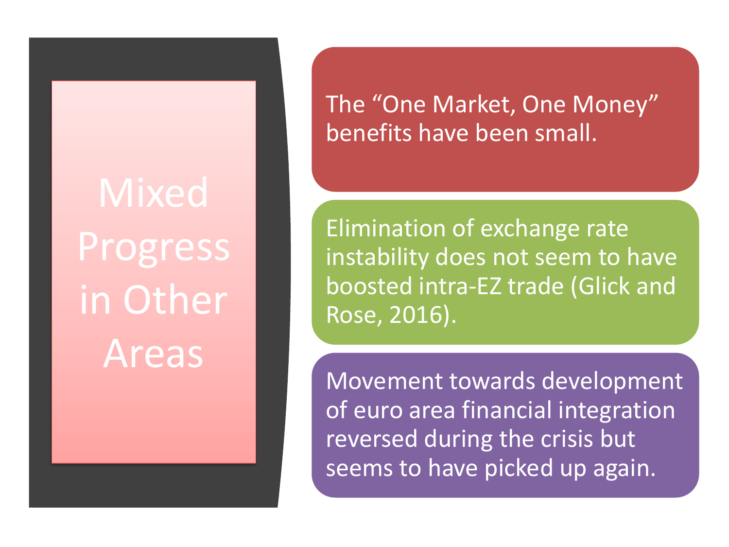# Mixed Progress in Other Areas

- The "One Market, One Money" benefits have been small.
- Elimination of exchange rate instability does not seem to have boosted intra-EZ trade (Glick and Rose, 2016).
- Movement towards development of euro area financial integration reversed during the crisis but seems to have picked up again.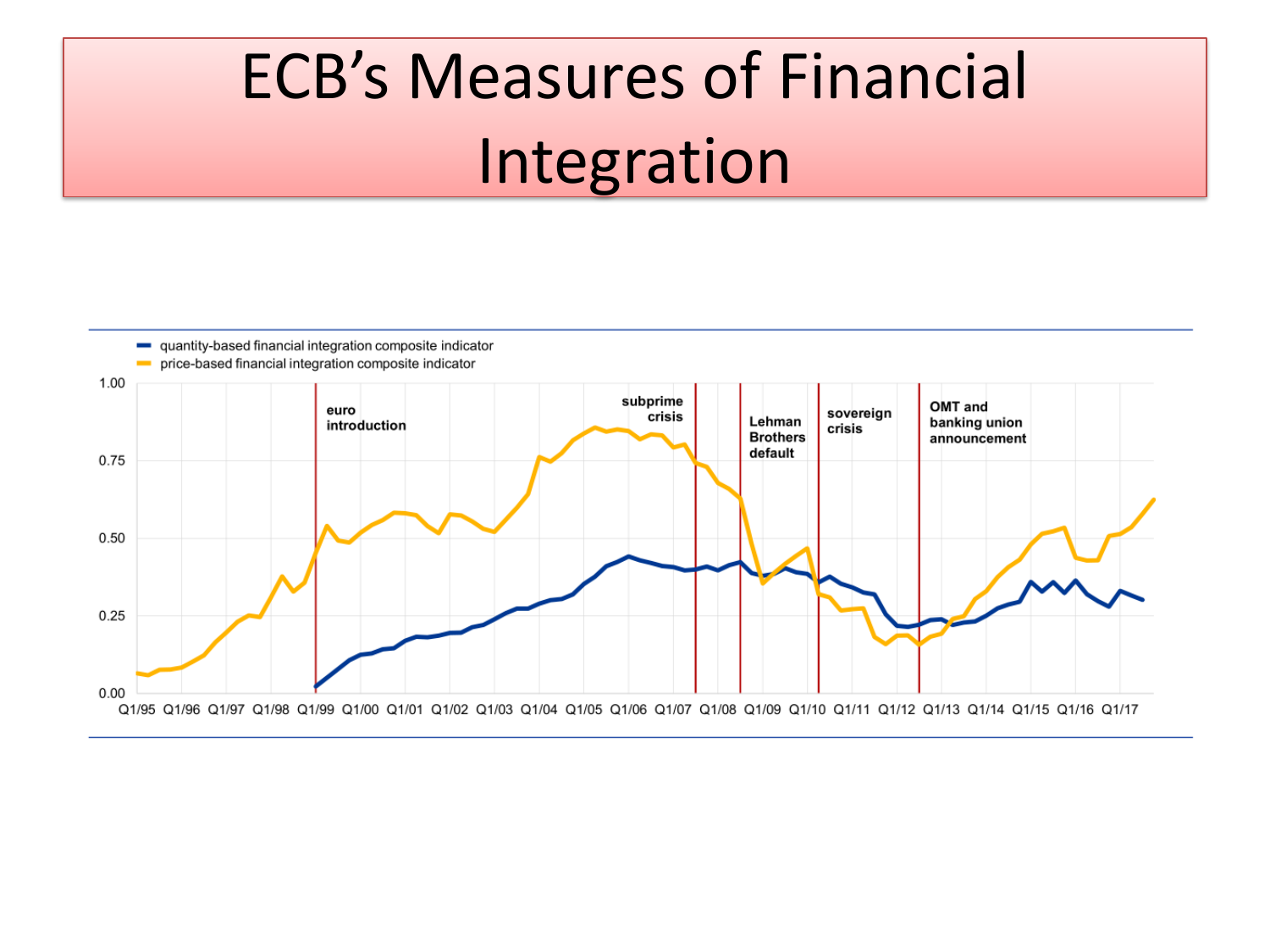# ECB's Measures of Financial Integration

- quantity-based financial integration composite indicator
- price-based financial integration composite indicator

1.00

0.75

0.50

0.25

0.00

euro introduction

subprime crisis

Lehman Brothers default

sovereign crisis

OMT and banking union announcement

Q1/95 Q1/96 Q1/97 Q1/98 Q1/99 Q1/00 Q1/01 Q1/02 Q1/03 Q1/04 Q1/05 Q1/06 Q1/07 Q1/08 Q1/09 Q1/10 Q1/11 Q1/12 Q1/13 Q1/14 Q1/15 Q1/16 Q1/17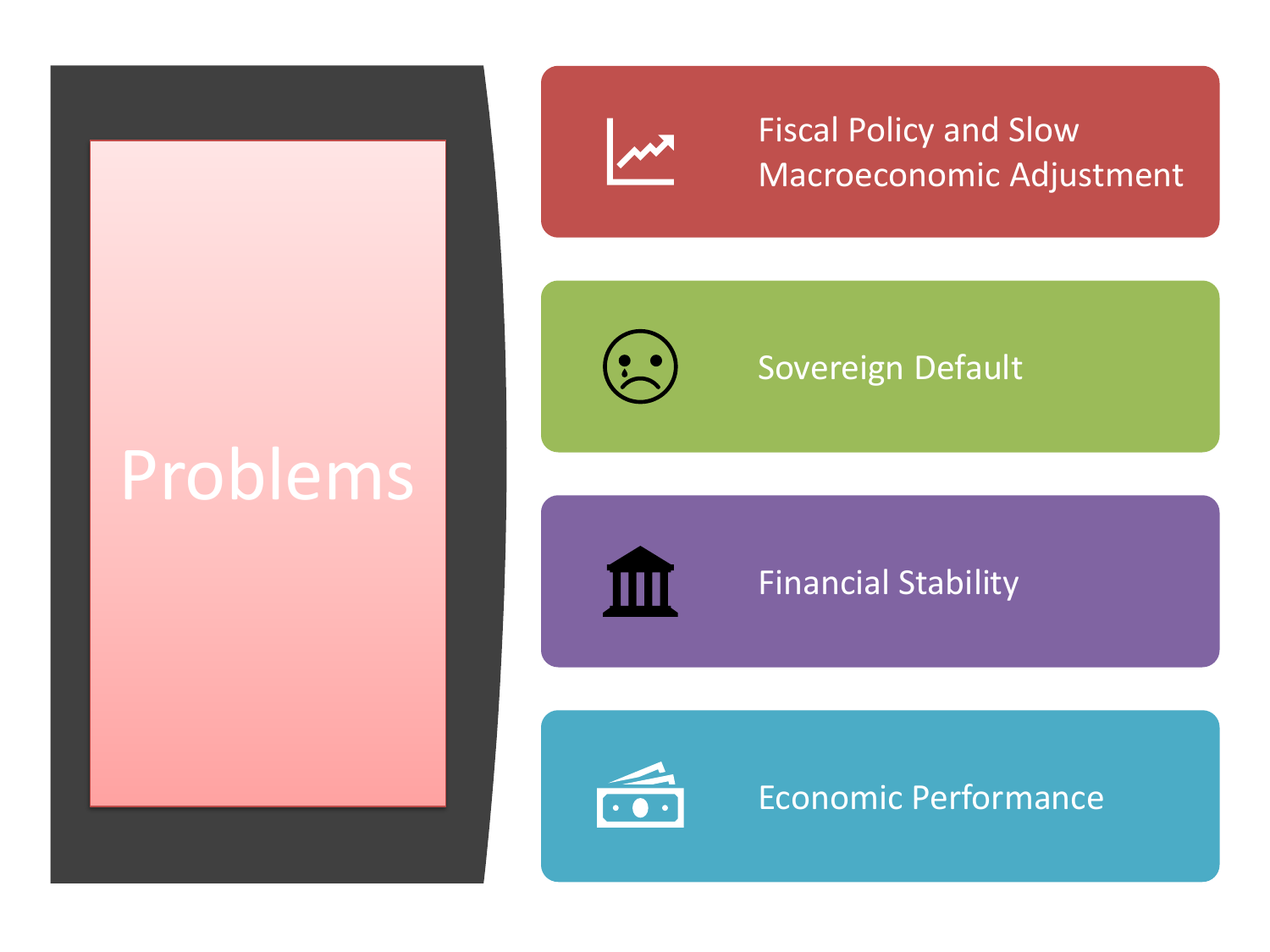# Problems

- Fiscal Policy and Slow Macroeconomic Adjustment
- Sovereign Default
- Financial Stability
- Economic Performance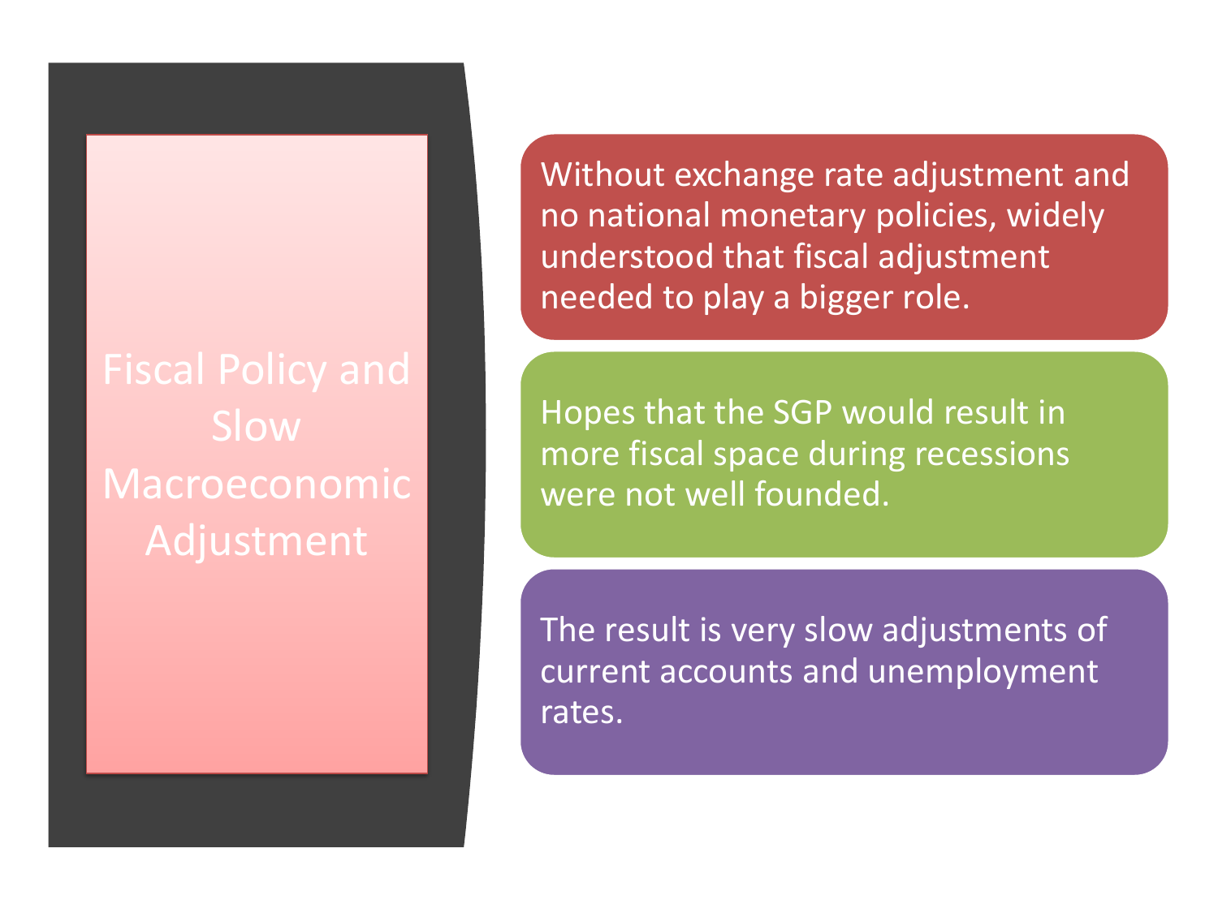# Fiscal Policy and Slow Macroeconomic Adjustment

- Without exchange rate adjustment and no national monetary policies, widely understood that fiscal adjustment needed to play a bigger role.
- Hopes that the SGP would result in more fiscal space during recessions were not well founded.
- The result is very slow adjustments of current accounts and unemployment rates.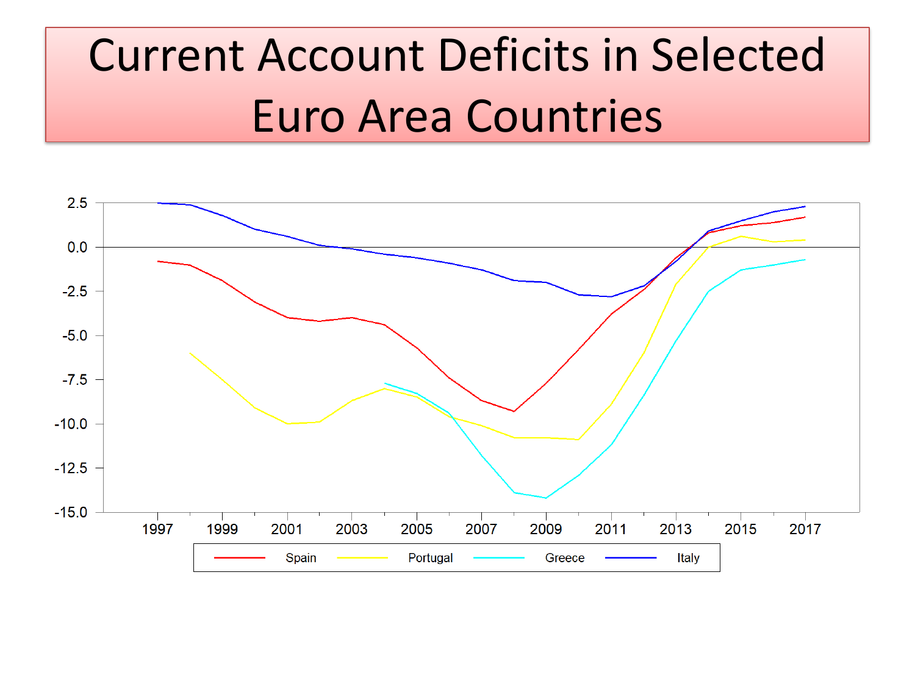# Current Account Deficits in Selected Euro Area Countries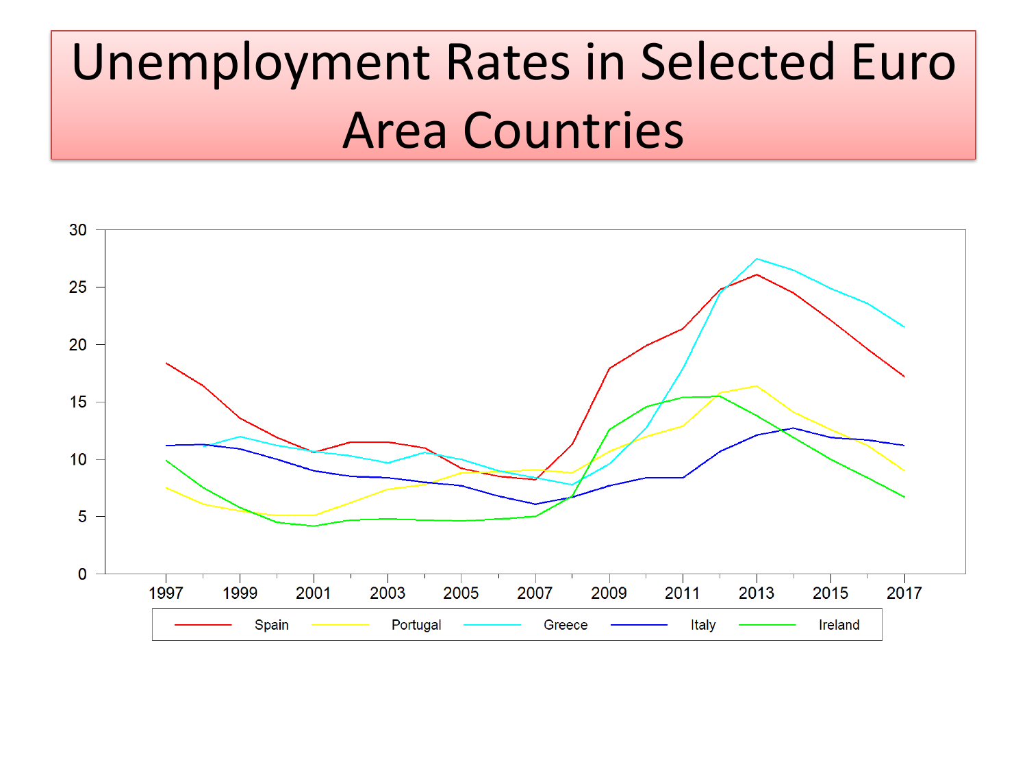# Unemployment Rates in Selected Euro Area Countries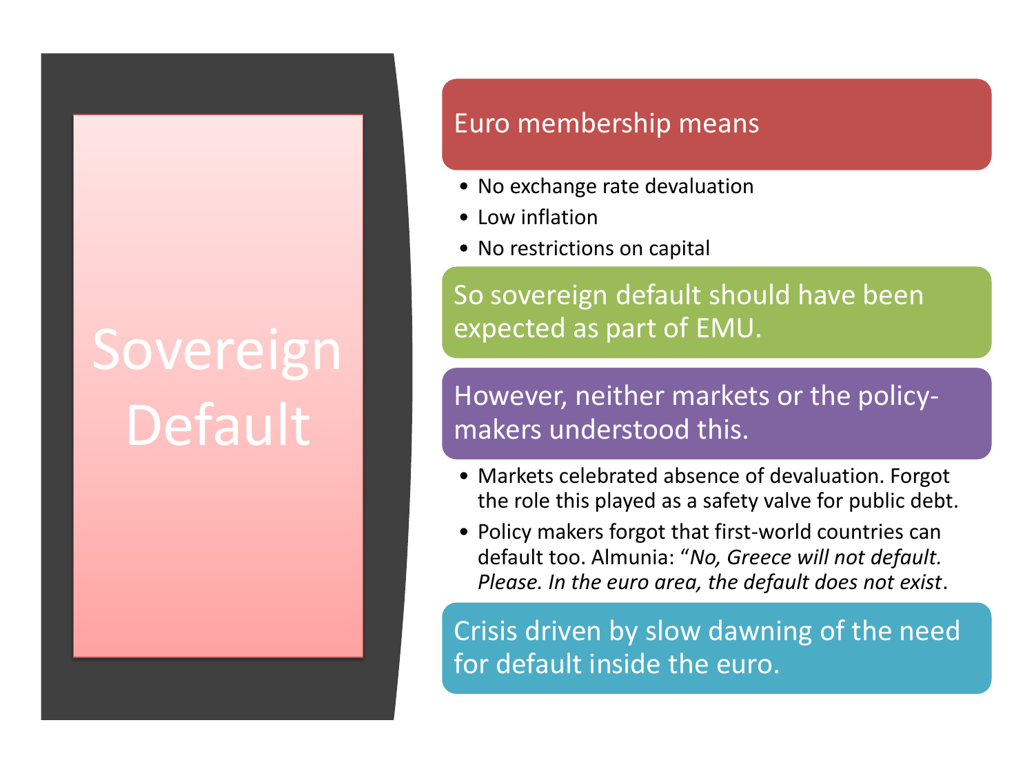# Sovereign Default

## Euro membership means

- No exchange rate devaluation
- Low inflation
- No restrictions on capital

## So sovereign default should have been expected as part of EMU.

## However, neither markets or the policy-makers understood this.

- Markets celebrated absence of devaluation. Forgot the role this played as a safety valve for public debt.
- Policy makers forgot that first-world countries can default too. Almunia: "*No, Greece will not default. Please. In the euro area, the default does not exist*.

## Crisis driven by slow dawning of the need for default inside the euro.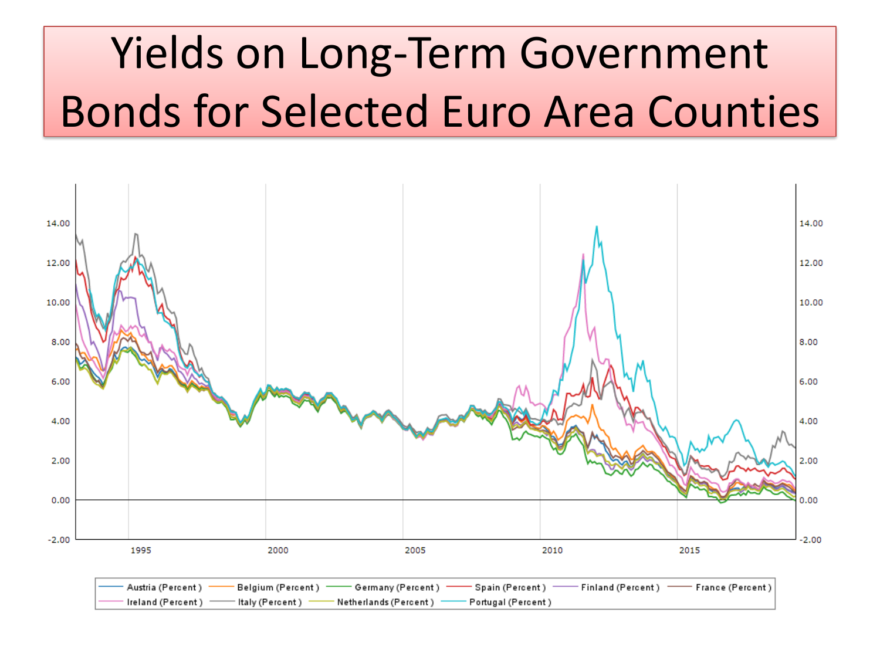# Yields on Long-Term Government Bonds for Selected Euro Area Counties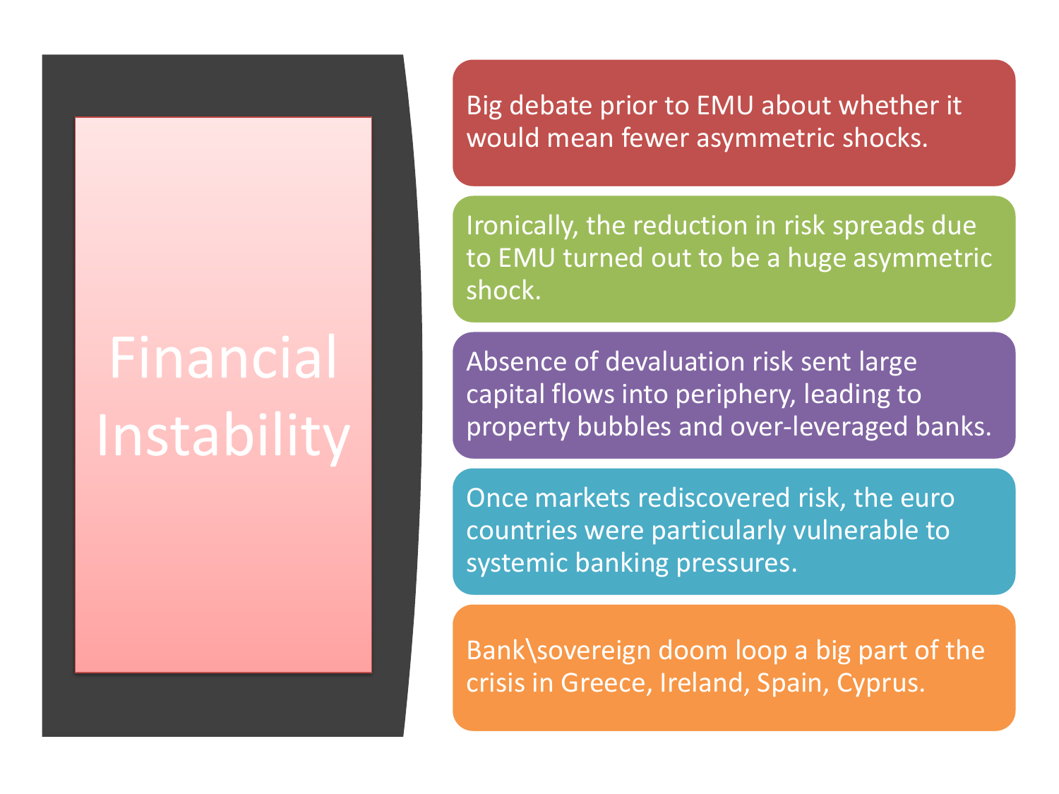# Financial Instability

- Big debate prior to EMU about whether it would mean fewer asymmetric shocks.
- Ironically, the reduction in risk spreads due to EMU turned out to be a huge asymmetric shock.
- Absence of devaluation risk sent large capital flows into periphery, leading to property bubbles and over-leveraged banks.
- Once markets rediscovered risk, the euro countries were particularly vulnerable to systemic banking pressures.
- Bank\sovereign doom loop a big part of the crisis in Greece, Ireland, Spain, Cyprus.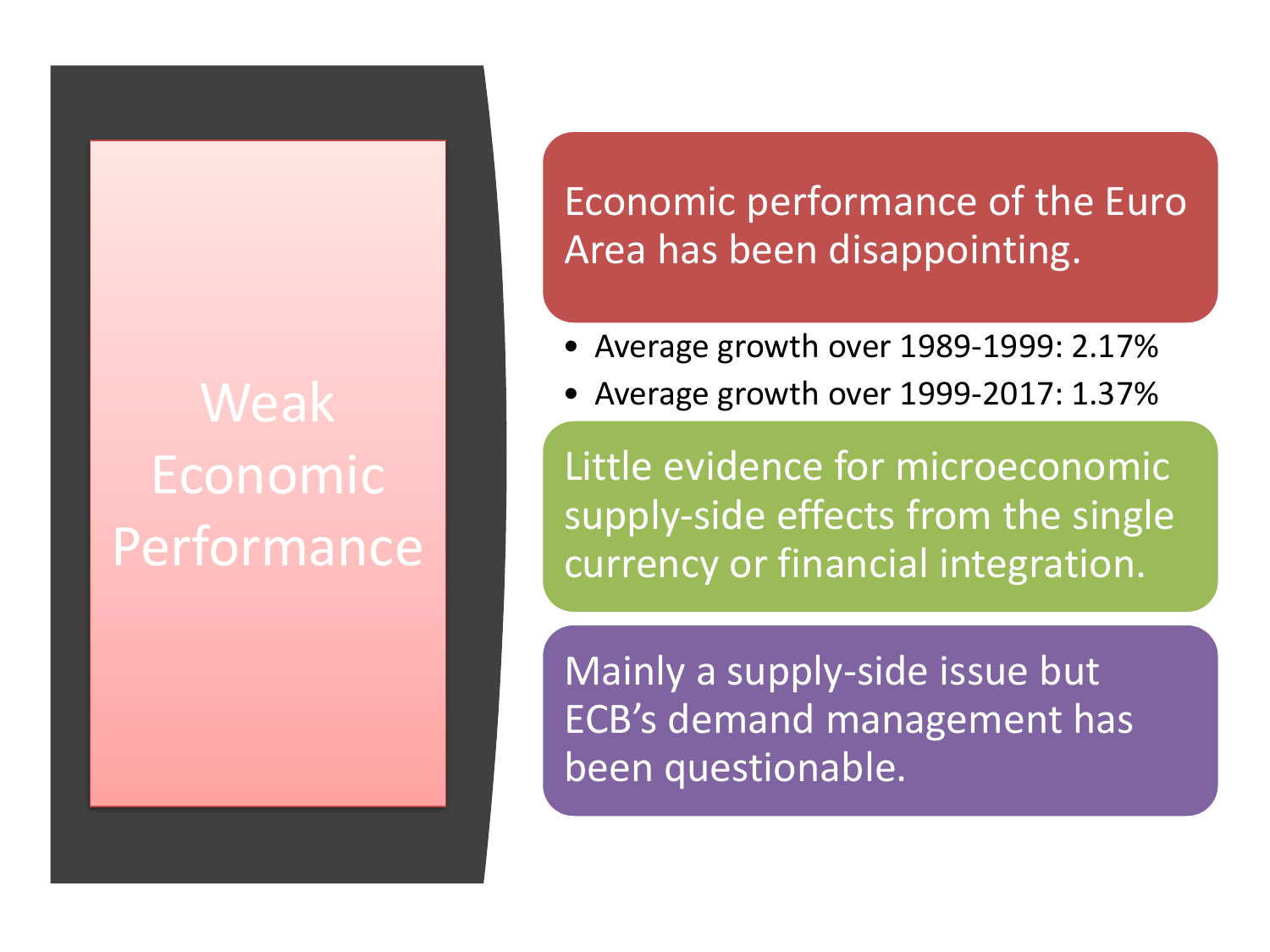# Weak Economic Performance

Economic performance of the Euro Area has been disappointing.

- Average growth over 1989-1999: 2.17%
- Average growth over 1999-2017: 1.37%

Little evidence for microeconomic supply-side effects from the single currency or financial integration.

Mainly a supply-side issue but ECB's demand management has been questionable.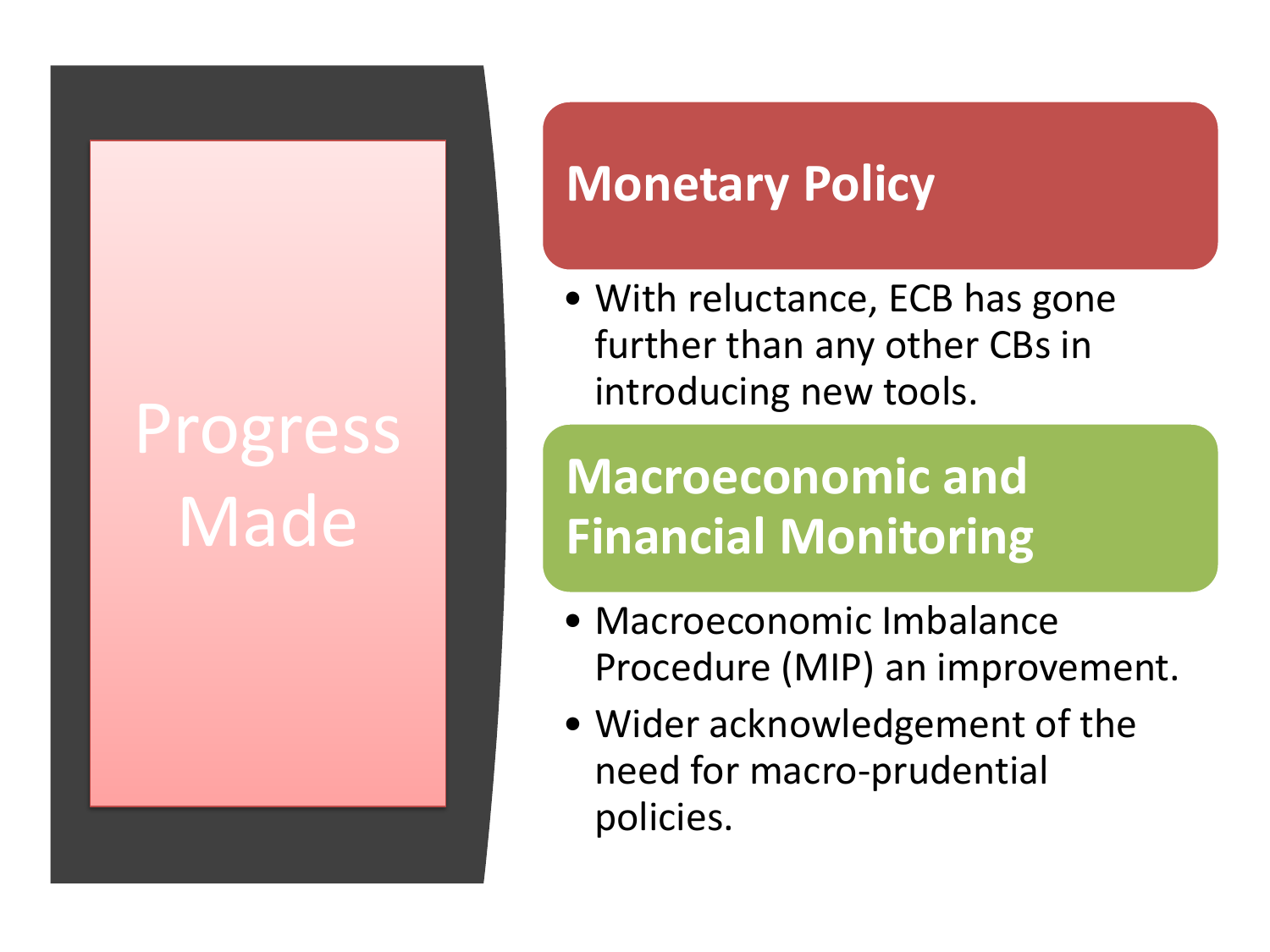# Progress Made

## Monetary Policy

- With reluctance, ECB has gone further than any other CBs in introducing new tools.

## Macroeconomic and Financial Monitoring

- Macroeconomic Imbalance Procedure (MIP) an improvement.
- Wider acknowledgement of the need for macro-prudential policies.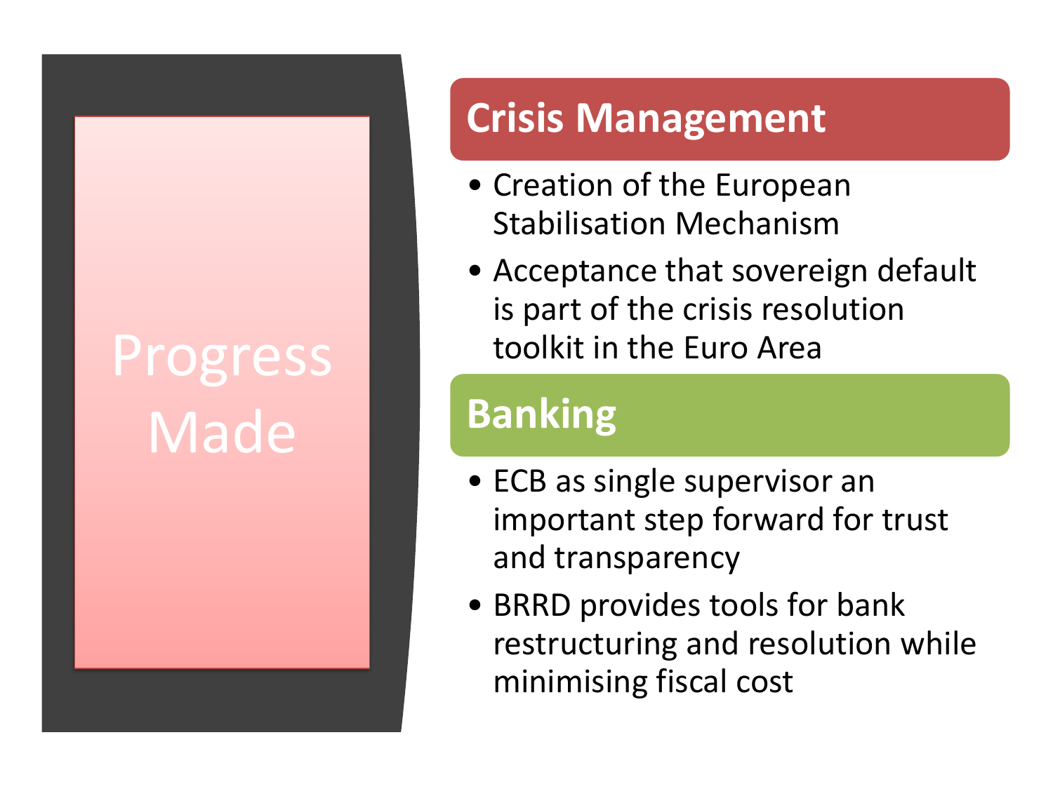# Progress Made

## Crisis Management

- Creation of the European Stabilisation Mechanism
- Acceptance that sovereign default is part of the crisis resolution toolkit in the Euro Area

## Banking

- ECB as single supervisor an important step forward for trust and transparency
- BRRD provides tools for bank restructuring and resolution while minimising fiscal cost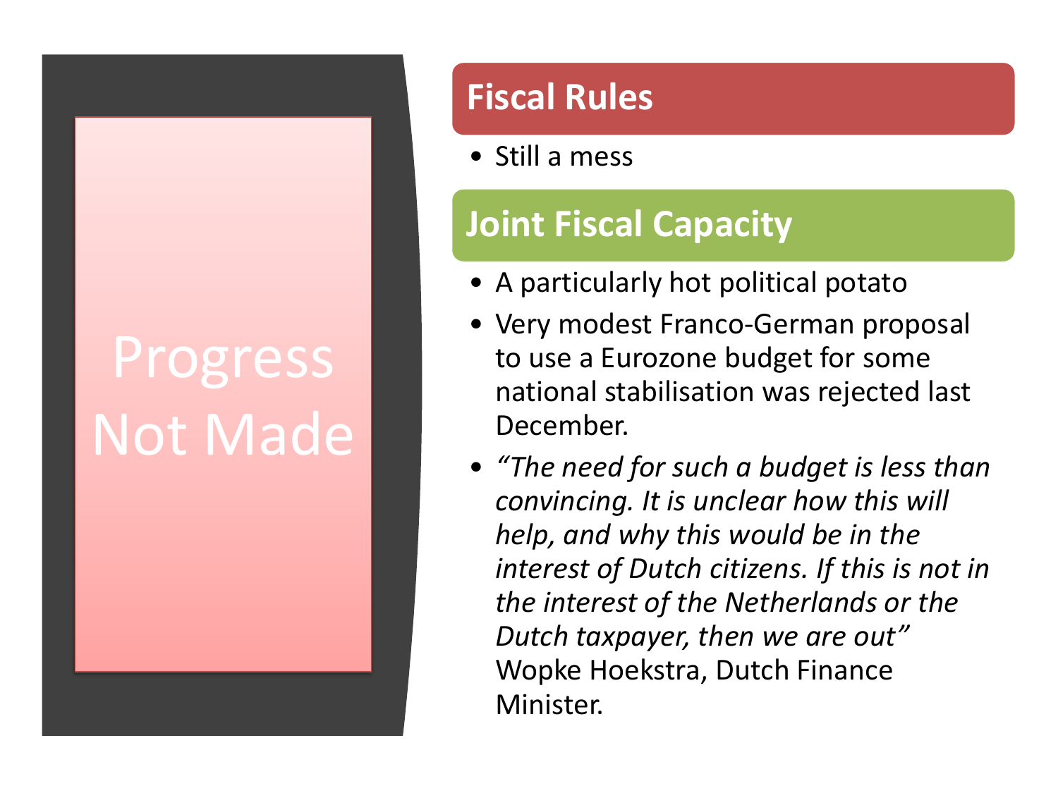# Progress Not Made

## Fiscal Rules

- Still a mess

## Joint Fiscal Capacity

- A particularly hot political potato
- Very modest Franco-German proposal to use a Eurozone budget for some national stabilisation was rejected last December.
- *"The need for such a budget is less than convincing. It is unclear how this will help, and why this would be in the interest of Dutch citizens. If this is not in the interest of the Netherlands or the Dutch taxpayer, then we are out"* Wopke Hoekstra, Dutch Finance Minister.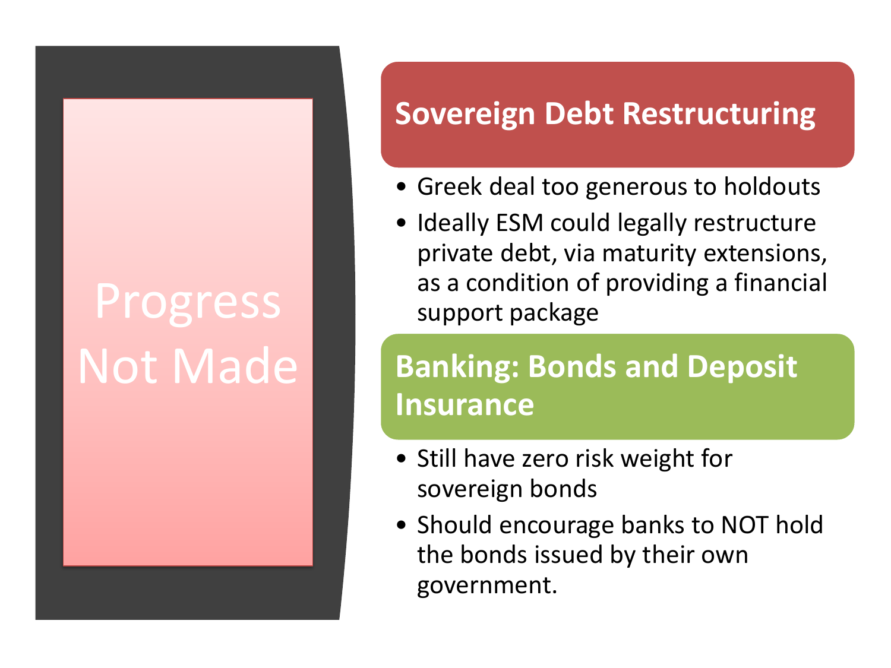# Progress Not Made

## Sovereign Debt Restructuring

- Greek deal too generous to holdouts
- Ideally ESM could legally restructure private debt, via maturity extensions, as a condition of providing a financial support package

## Banking: Bonds and Deposit Insurance

- Still have zero risk weight for sovereign bonds
- Should encourage banks to NOT hold the bonds issued by their own government.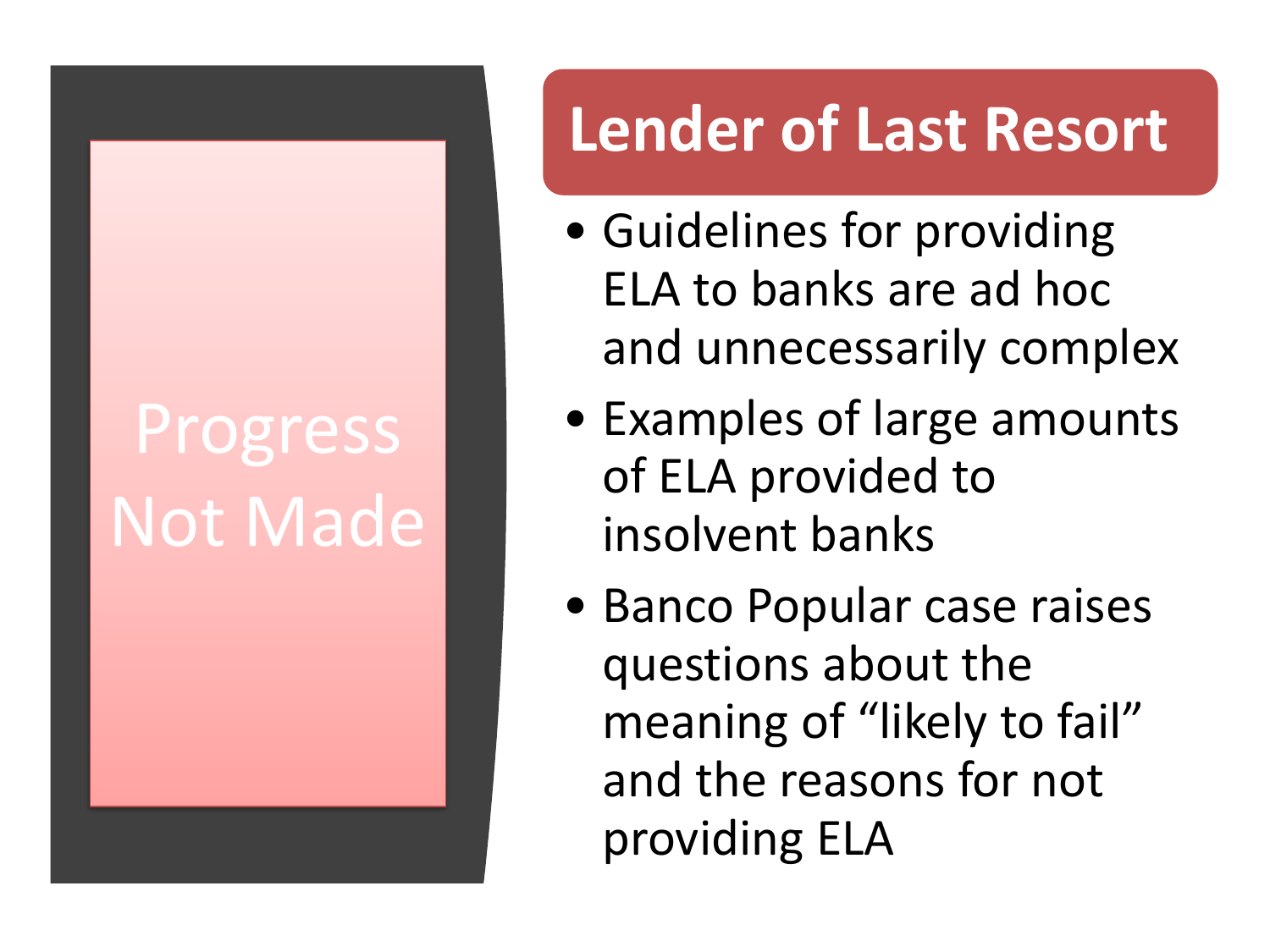Progress Not Made

## Lender of Last Resort

- Guidelines for providing ELA to banks are ad hoc and unnecessarily complex
- Examples of large amounts of ELA provided to insolvent banks
- Banco Popular case raises questions about the meaning of “likely to fail” and the reasons for not providing ELA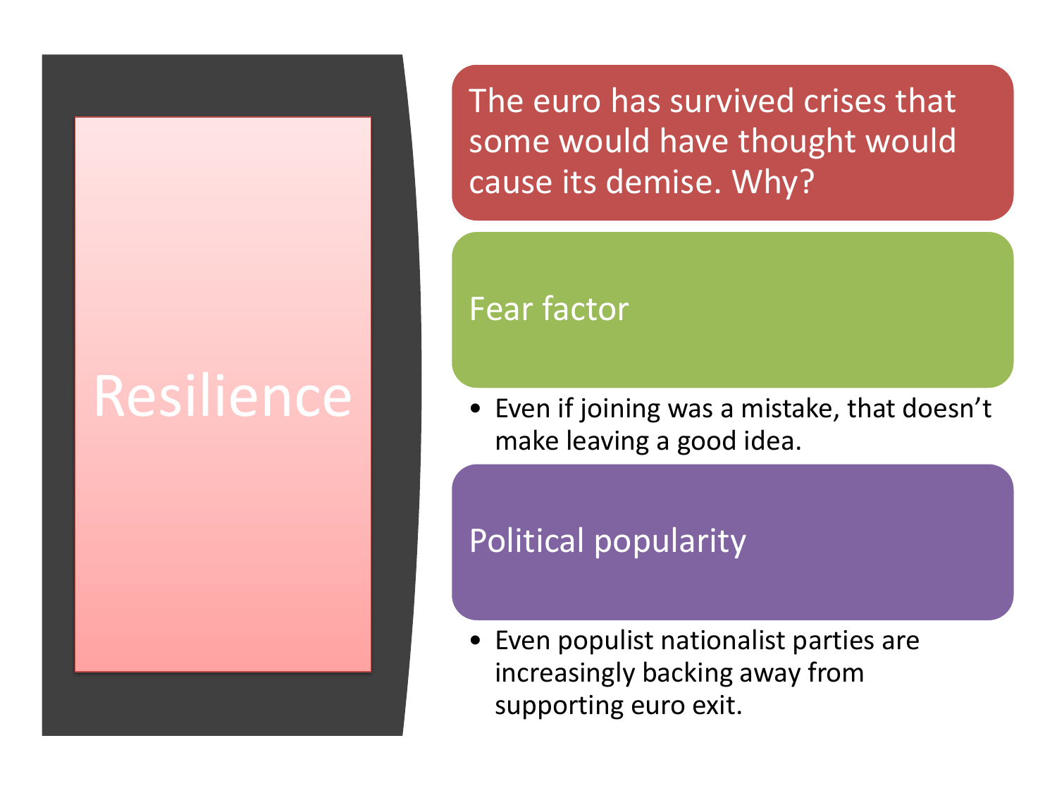# Resilience

**The euro has survived crises that some would have thought would cause its demise. Why?**

## Fear factor

- Even if joining was a mistake, that doesn't make leaving a good idea.

## Political popularity

- Even populist nationalist parties are increasingly backing away from supporting euro exit.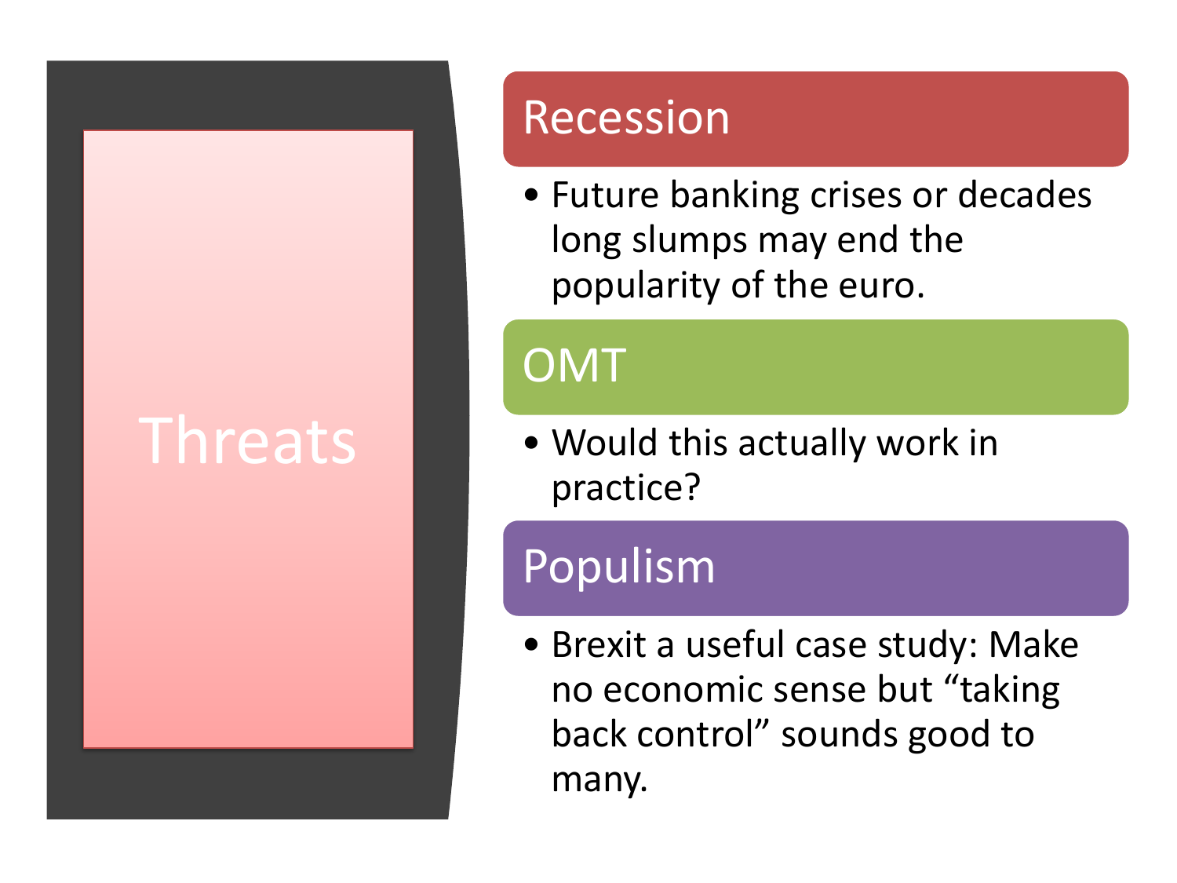# Threats

## Recession

- Future banking crises or decades long slumps may end the popularity of the euro.

## OMT

- Would this actually work in practice?

## Populism

- Brexit a useful case study: Make no economic sense but “taking back control” sounds good to many.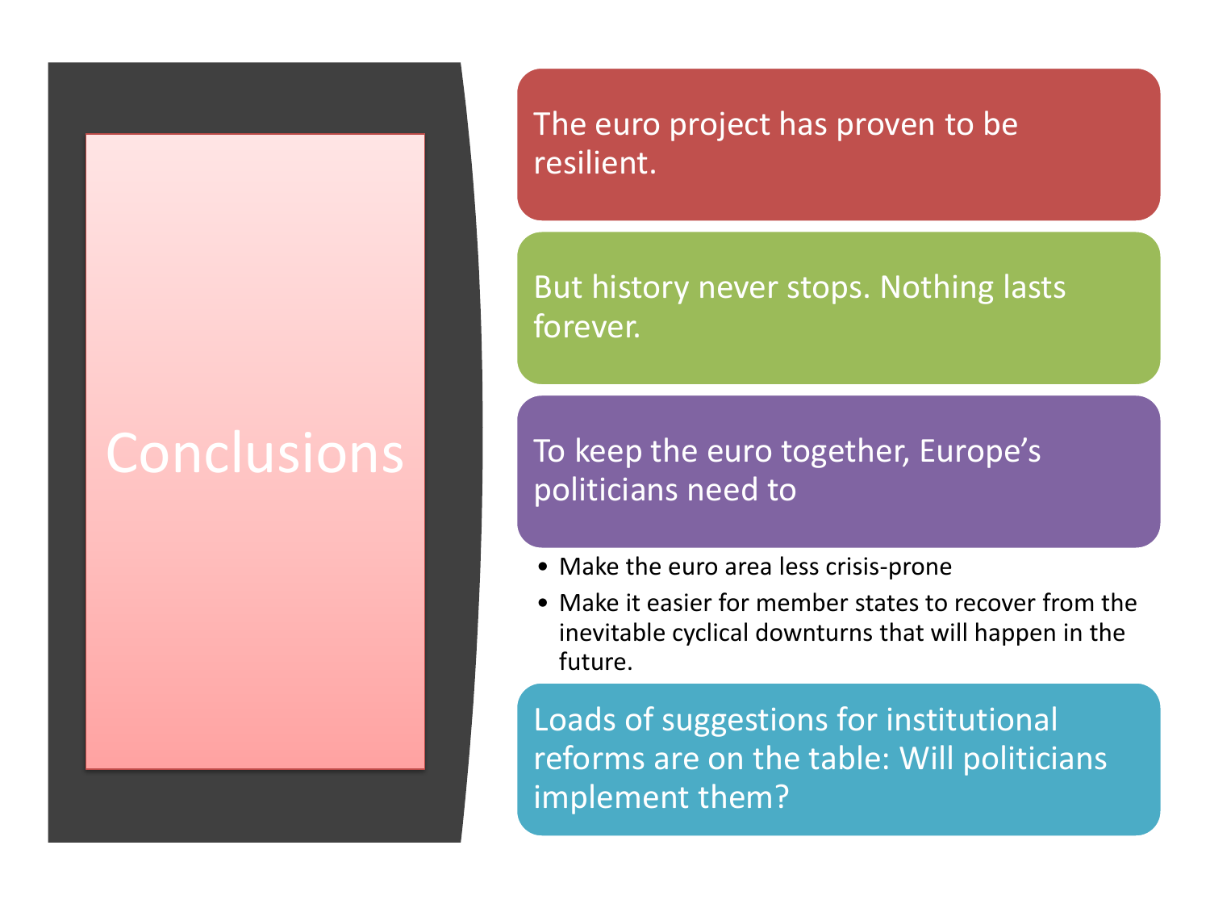# Conclusions

The euro project has proven to be resilient.

But history never stops. Nothing lasts forever.

To keep the euro together, Europe's politicians need to

- Make the euro area less crisis-prone
- Make it easier for member states to recover from the inevitable cyclical downturns that will happen in the future.

Loads of suggestions for institutional reforms are on the table: Will politicians implement them?